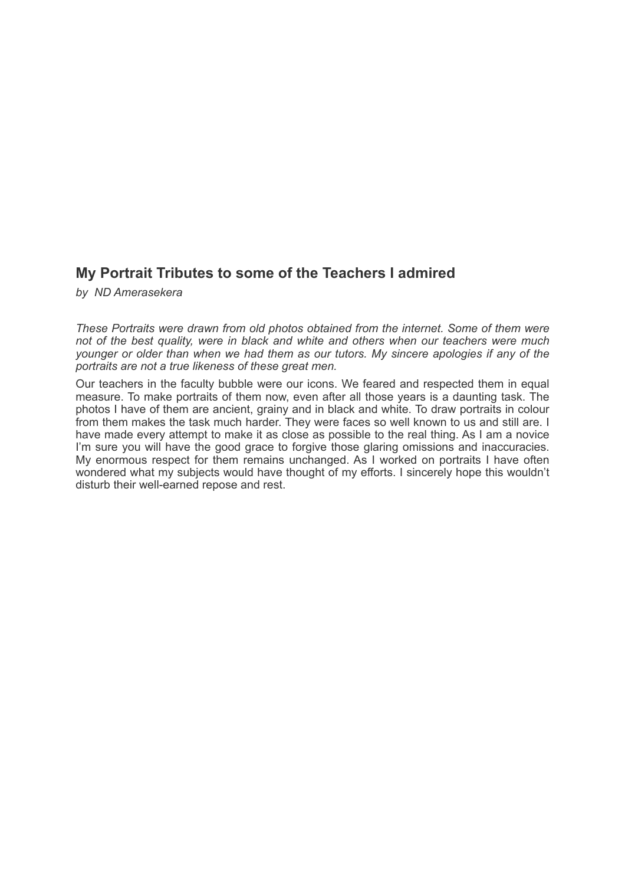## My Portrait Tributes to some of the Teachers I admired

*by ND Amerasekera*

*These Portraits were drawn from old photos obtained from the internet. Some of them were not of the best quality, were in black and white and others when our teachers were much younger or older than when we had them as our tutors. My sincere apologies if any of the portraits are not a true likeness of these great men.*

Our teachers in the faculty bubble were our icons. We feared and respected them in equal measure. To make portraits of them now, even after all those years is a daunting task. The photos I have of them are ancient, grainy and in black and white. To draw portraits in colour from them makes the task much harder. They were faces so well known to us and still are. I have made every attempt to make it as close as possible to the real thing. As I am a novice I'm sure you will have the good grace to forgive those glaring omissions and inaccuracies. My enormous respect for them remains unchanged. As I worked on portraits I have often wondered what my subjects would have thought of my efforts. I sincerely hope this wouldn't disturb their well-earned repose and rest.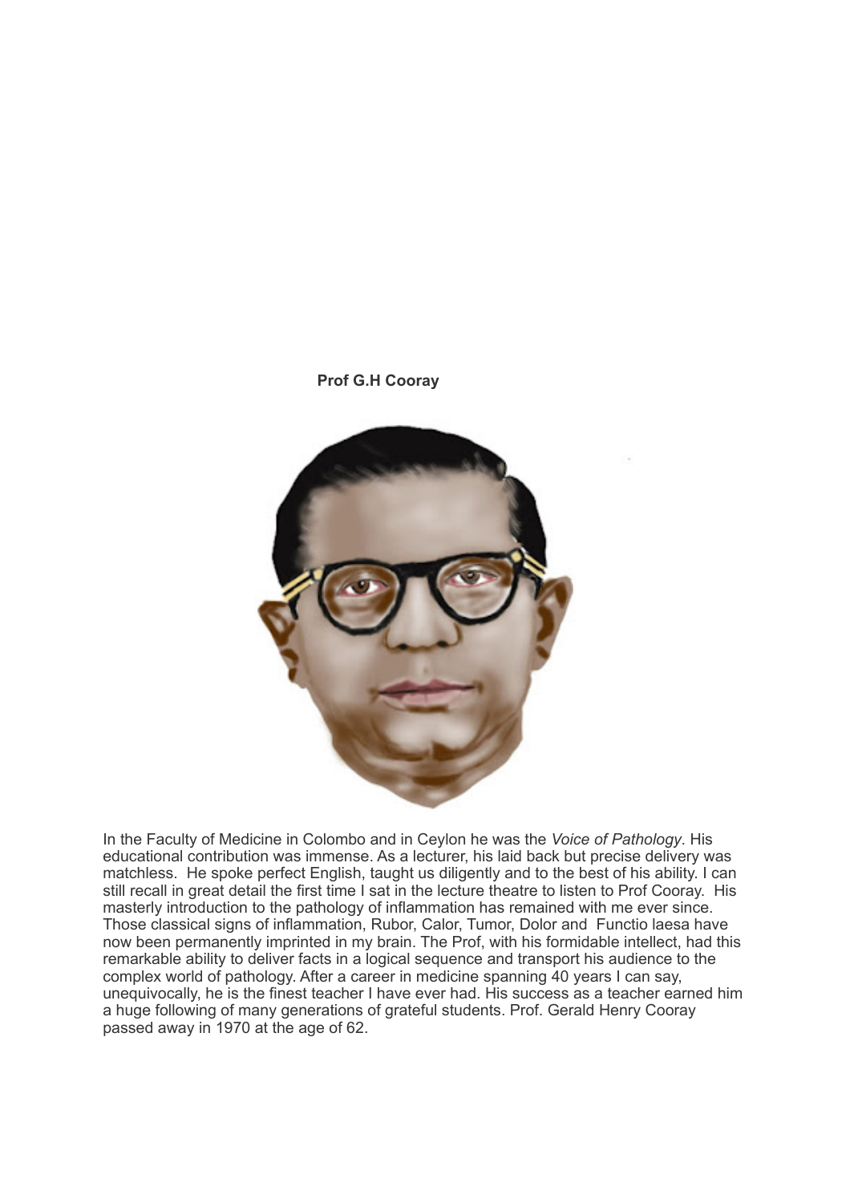**Prof G.H Cooray**

In the Faculty of Medicine in Colombo and in Ceylon he was the *Voice of Pathology*. His educational contribution was immense. As a lecturer, his laid back but precise delivery was matchless. He spoke perfect English, taught us diligently and to the best of his ability. I can still recall in great detail the first time I sat in the lecture theatre to listen to Prof Cooray. His masterly introduction to the pathology of inflammation has remained with me ever since. Those classical signs of inflammation, Rubor, Calor, Tumor, Dolor and Functio laesa have now been permanently imprinted in my brain. The Prof, with his formidable intellect, had this remarkable ability to deliver facts in a logical sequence and transport his audience to the complex world of pathology. After a career in medicine spanning 40 years I can say, unequivocally, he is the finest teacher I have ever had. His success as a teacher earned him a huge following of many generations of grateful students. Prof. Gerald Henry Cooray passed away in 1970 at the age of 62.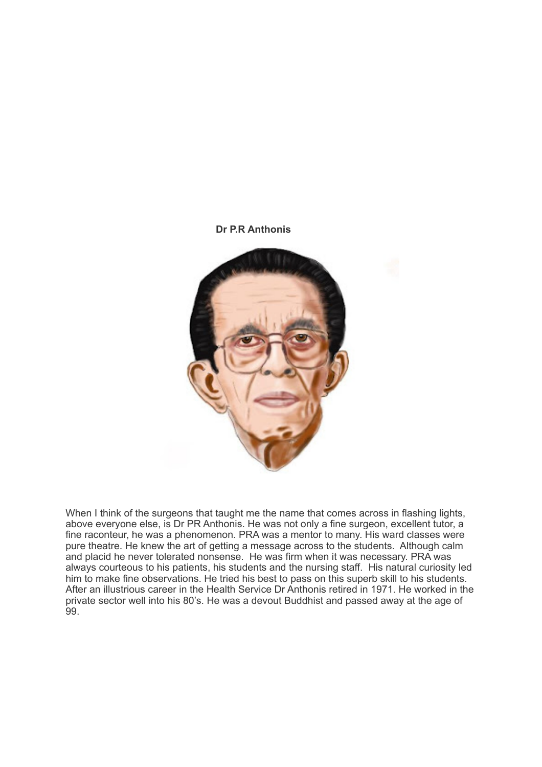**Dr P.R Anthonis**

When I think of the surgeons that taught me the name that comes across in flashing lights, above everyone else, is Dr PR Anthonis. He was not only a fine surgeon, excellent tutor, a fine raconteur, he was a phenomenon. PRA was a mentor to many. His ward classes were pure theatre. He knew the art of getting a message across to the students. Although calm and placid he never tolerated nonsense. He was firm when it was necessary. PRA was always courteous to his patients, his students and the nursing staff. His natural curiosity led him to make fine observations. He tried his best to pass on this superb skill to his students. After an illustrious career in the Health Service Dr Anthonis retired in 1971. He worked in the private sector well into his 80's. He was a devout Buddhist and passed away at the age of 99.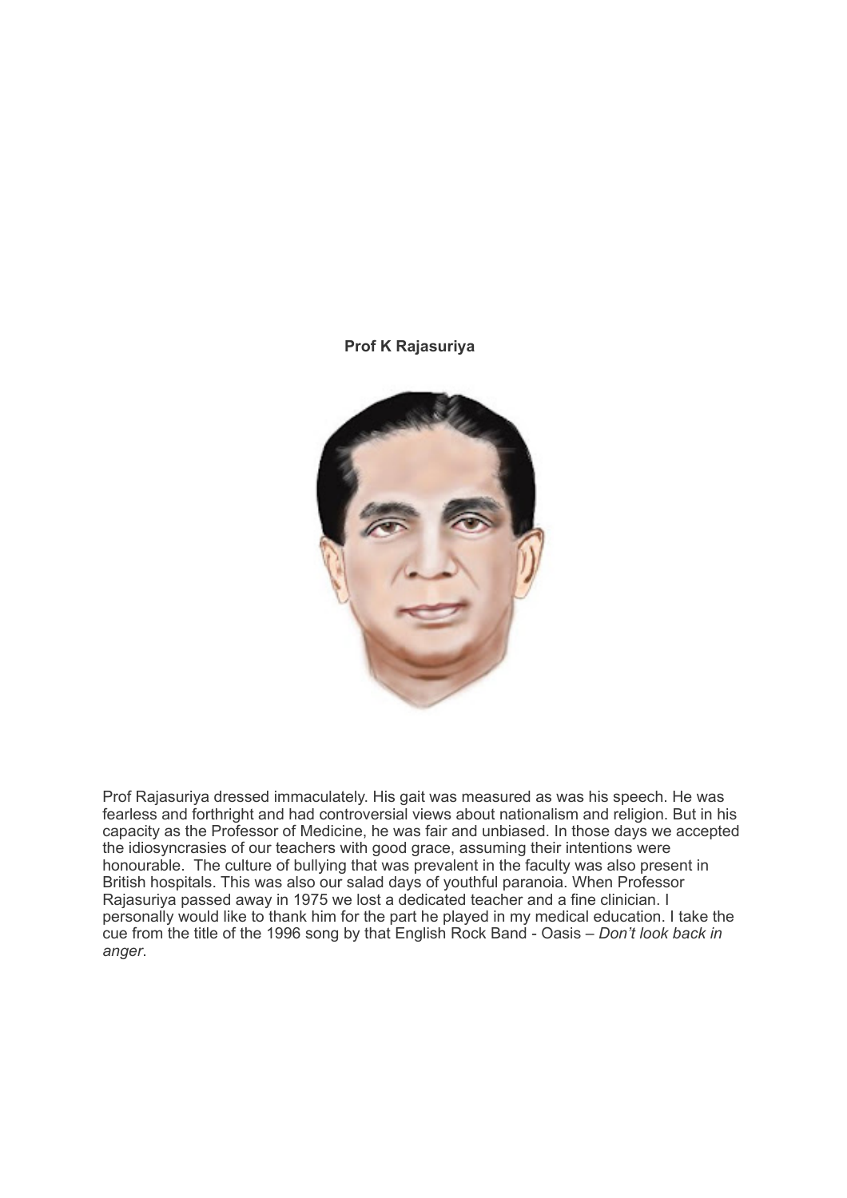**Prof K Rajasuriya**

Prof Rajasuriya dressed immaculately. His gait was measured as was his speech. He was fearless and forthright and had controversial views about nationalism and religion. But in his capacity as the Professor of Medicine, he was fair and unbiased. In those days we accepted the idiosyncrasies of our teachers with good grace, assuming their intentions were honourable. The culture of bullying that was prevalent in the faculty was also present in British hospitals. This was also our salad days of youthful paranoia. When Professor Rajasuriya passed away in 1975 we lost a dedicated teacher and a fine clinician. I personally would like to thank him for the part he played in my medical education. I take the cue from the title of the 1996 song by that English Rock Band - Oasis – *Don't look back in anger*.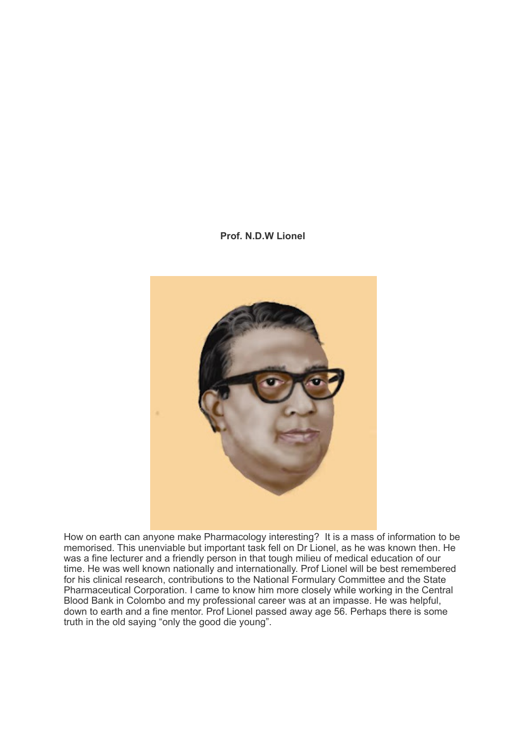**Prof. N.D.W Lionel**

How on earth can anyone make Pharmacology interesting?  It is a mass of information to be memorised. This unenviable but important task fell on Dr Lionel, as he was known then. He was a fine lecturer and a friendly person in that tough milieu of medical education of our time. He was well known nationally and internationally. Prof Lionel will be best remembered for his clinical research, contributions to the National Formulary Committee and the State Pharmaceutical Corporation. I came to know him more closely while working in the Central Blood Bank in Colombo and my professional career was at an impasse. He was helpful, down to earth and a fine mentor. Prof Lionel passed away age 56. Perhaps there is some truth in the old saying "only the good die young".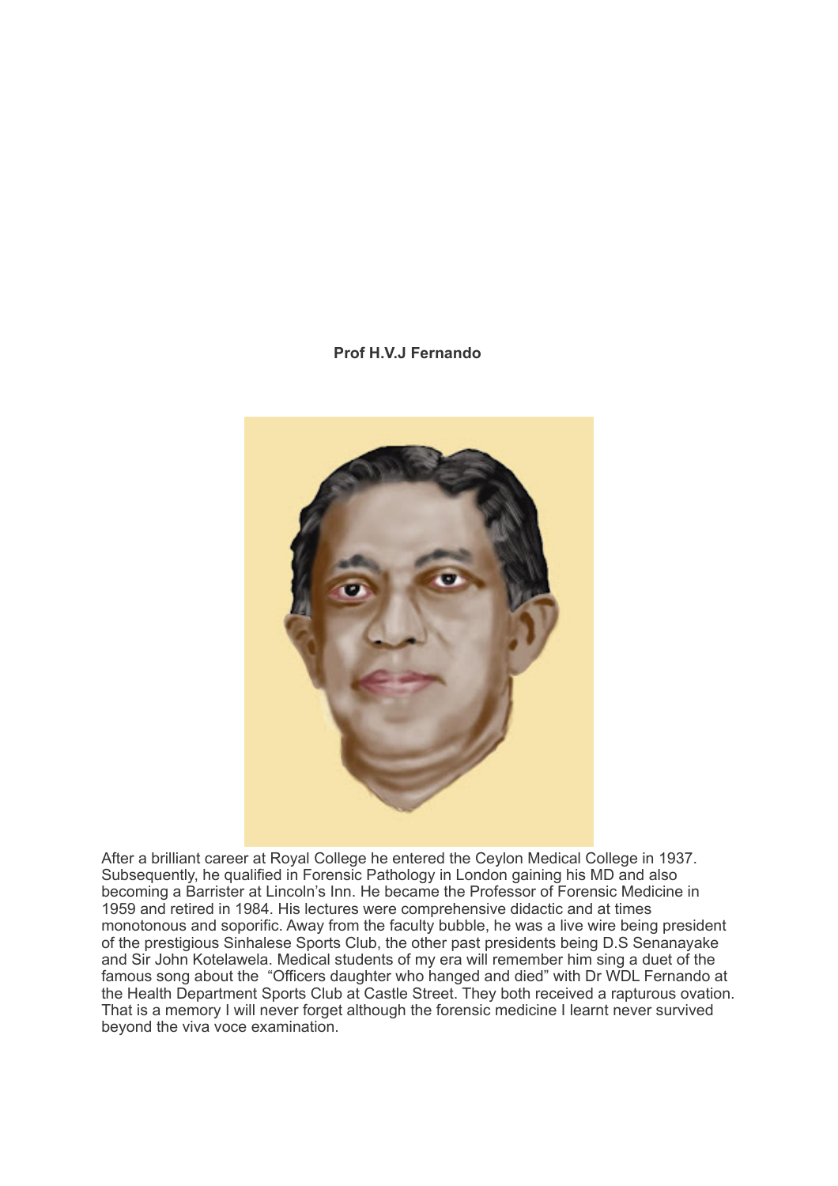**Prof H.V.J Fernando**

After a brilliant career at Royal College he entered the Ceylon Medical College in 1937. Subsequently, he qualified in Forensic Pathology in London gaining his MD and also becoming a Barrister at Lincoln's Inn. He became the Professor of Forensic Medicine in 1959 and retired in 1984. His lectures were comprehensive didactic and at times monotonous and soporific. Away from the faculty bubble, he was a live wire being president of the prestigious Sinhalese Sports Club, the other past presidents being D.S Senanayake and Sir John Kotelawela. Medical students of my era will remember him sing a duet of the famous song about the "Officers daughter who hanged and died" with Dr WDL Fernando at the Health Department Sports Club at Castle Street. They both received a rapturous ovation. That is a memory I will never forget although the forensic medicine I learnt never survived beyond the viva voce examination.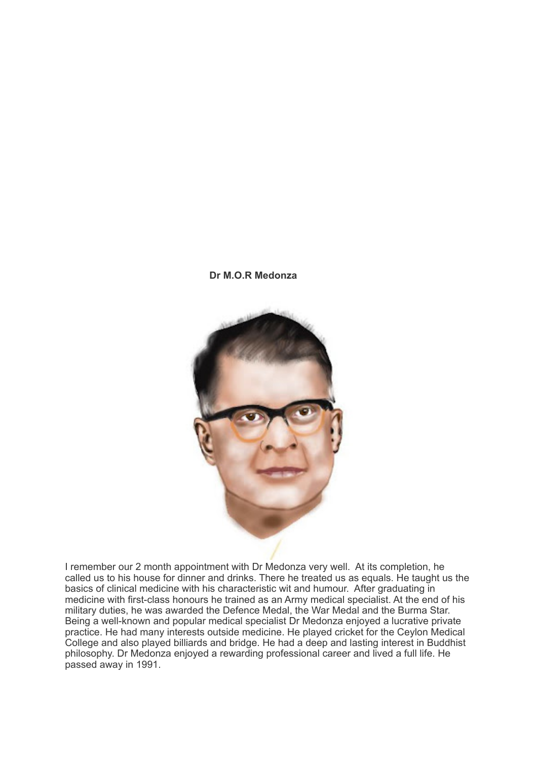**Dr M.O.R Medonza**

I remember our 2 month appointment with Dr Medonza very well. At its completion, he called us to his house for dinner and drinks. There he treated us as equals. He taught us the basics of clinical medicine with his characteristic wit and humour. After graduating in medicine with first-class honours he trained as an Army medical specialist. At the end of his military duties, he was awarded the Defence Medal, the War Medal and the Burma Star. Being a well-known and popular medical specialist Dr Medonza enjoyed a lucrative private practice. He had many interests outside medicine. He played cricket for the Ceylon Medical College and also played billiards and bridge. He had a deep and lasting interest in Buddhist philosophy. Dr Medonza enjoyed a rewarding professional career and lived a full life. He passed away in 1991.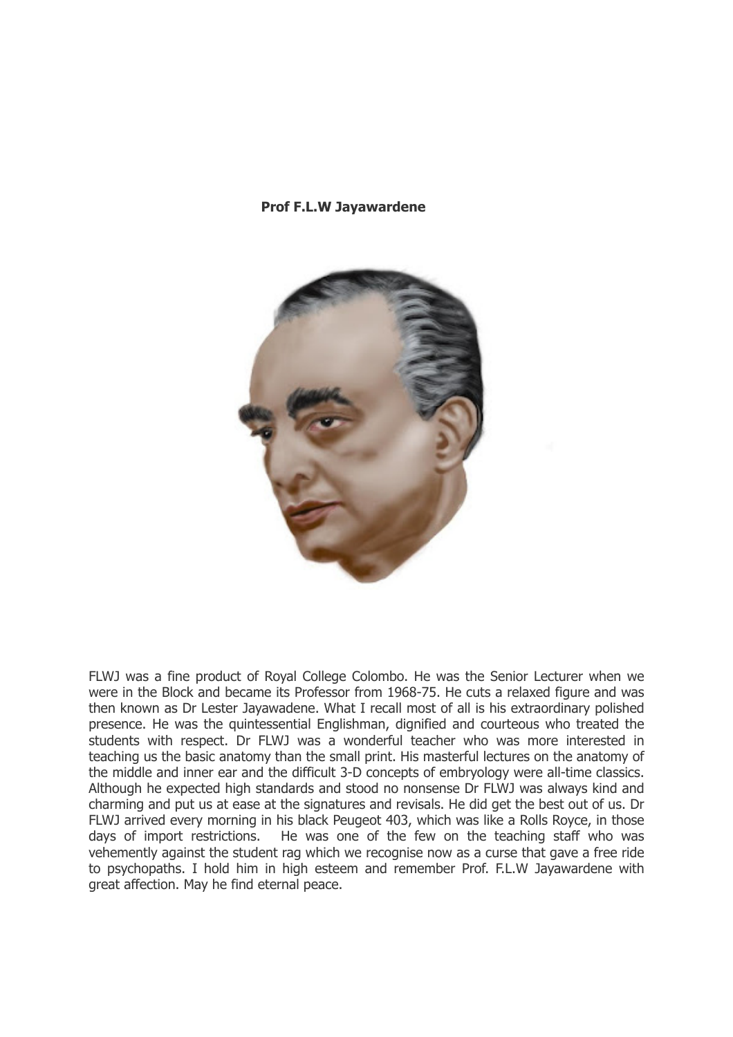**Prof F.L.W Jayawardene**

FLWJ was a fine product of Royal College Colombo. He was the Senior Lecturer when we were in the Block and became its Professor from 1968-75. He cuts a relaxed figure and was then known as Dr Lester Jayawadene. What I recall most of all is his extraordinary polished presence. He was the quintessential Englishman, dignified and courteous who treated the students with respect. Dr FLWJ was a wonderful teacher who was more interested in teaching us the basic anatomy than the small print. His masterful lectures on the anatomy of the middle and inner ear and the difficult 3-D concepts of embryology were all-time classics. Although he expected high standards and stood no nonsense Dr FLWJ was always kind and charming and put us at ease at the signatures and revisals. He did get the best out of us. Dr FLWJ arrived every morning in his black Peugeot 403, which was like a Rolls Royce, in those days of import restrictions. He was one of the few on the teaching staff who was vehemently against the student rag which we recognise now as a curse that gave a free ride to psychopaths. I hold him in high esteem and remember Prof. F.L.W Jayawardene with great affection. May he find eternal peace.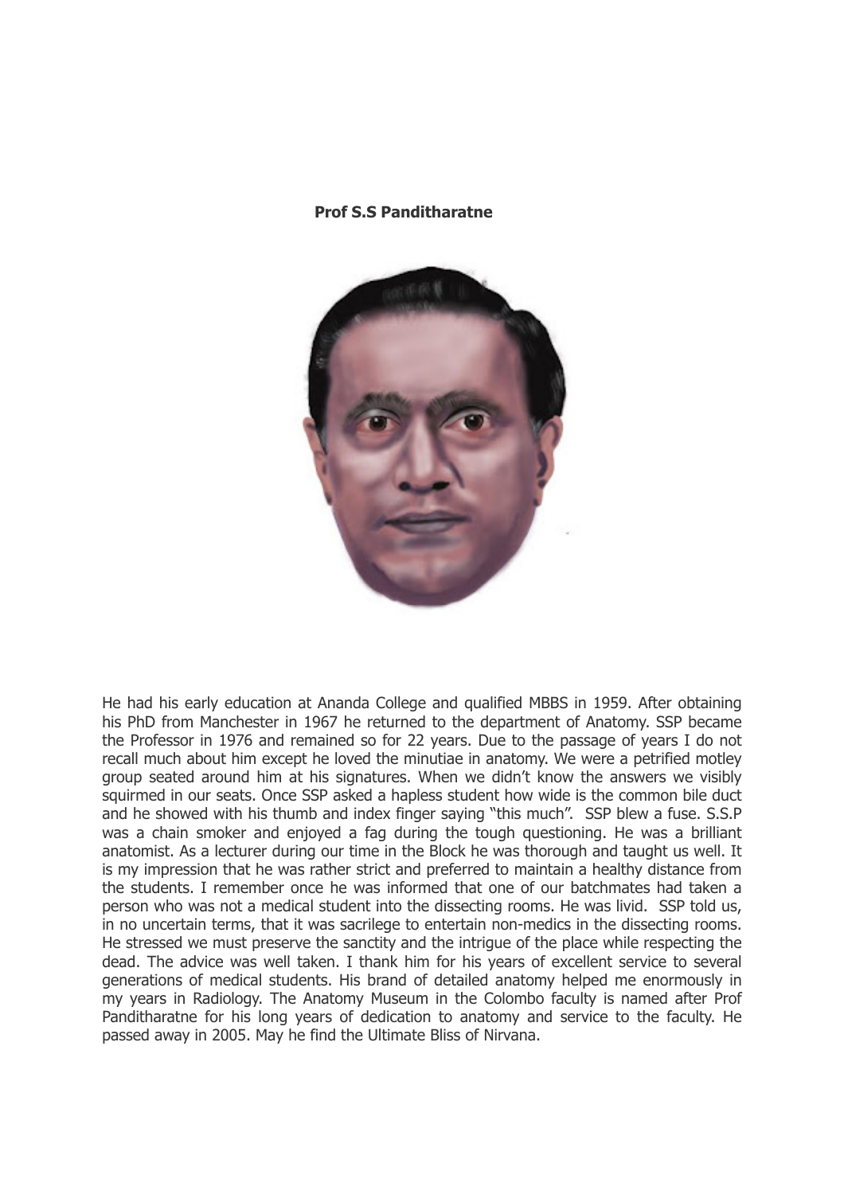**Prof S.S Panditharatne**

He had his early education at Ananda College and qualified MBBS in 1959. After obtaining his PhD from Manchester in 1967 he returned to the department of Anatomy. SSP became the Professor in 1976 and remained so for 22 years. Due to the passage of years I do not recall much about him except he loved the minutiae in anatomy. We were a petrified motley group seated around him at his signatures. When we didn't know the answers we visibly squirmed in our seats. Once SSP asked a hapless student how wide is the common bile duct and he showed with his thumb and index finger saying "this much". SSP blew a fuse. S.S.P was a chain smoker and enjoyed a fag during the tough questioning. He was a brilliant anatomist. As a lecturer during our time in the Block he was thorough and taught us well. It is my impression that he was rather strict and preferred to maintain a healthy distance from the students. I remember once he was informed that one of our batchmates had taken a person who was not a medical student into the dissecting rooms. He was livid. SSP told us, in no uncertain terms, that it was sacrilege to entertain non-medics in the dissecting rooms. He stressed we must preserve the sanctity and the intrigue of the place while respecting the dead. The advice was well taken. I thank him for his years of excellent service to several generations of medical students. His brand of detailed anatomy helped me enormously in my years in Radiology. The Anatomy Museum in the Colombo faculty is named after Prof Panditharatne for his long years of dedication to anatomy and service to the faculty. He passed away in 2005. May he find the Ultimate Bliss of Nirvana.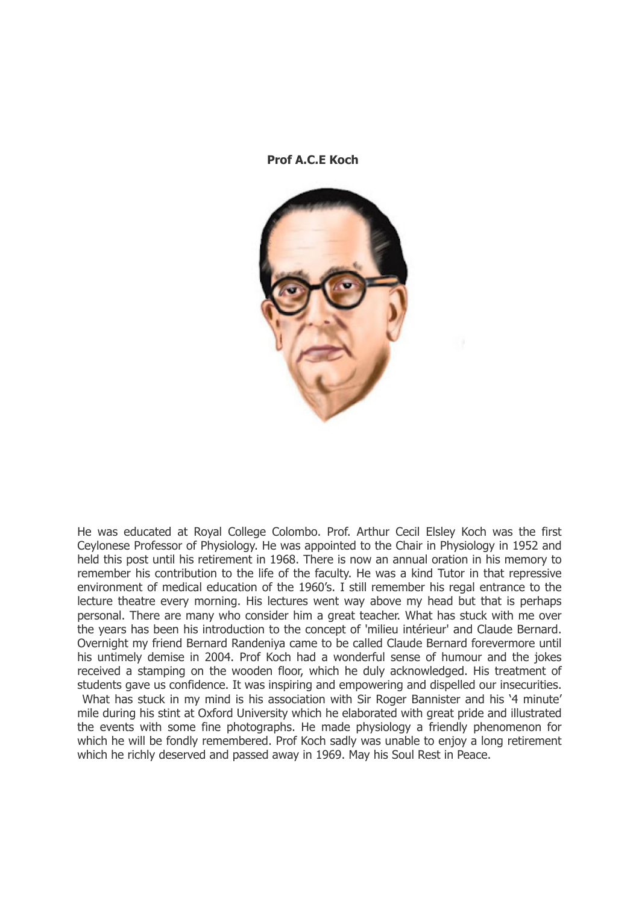**Prof A.C.E Koch**

He was educated at Royal College Colombo. Prof. Arthur Cecil Elsley Koch was the first Ceylonese Professor of Physiology. He was appointed to the Chair in Physiology in 1952 and held this post until his retirement in 1968. There is now an annual oration in his memory to remember his contribution to the life of the faculty. He was a kind Tutor in that repressive environment of medical education of the 1960's. I still remember his regal entrance to the lecture theatre every morning. His lectures went way above my head but that is perhaps personal. There are many who consider him a great teacher. What has stuck with me over the years has been his introduction to the concept of 'milieu intérieur' and Claude Bernard. Overnight my friend Bernard Randeniya came to be called Claude Bernard forevermore until his untimely demise in 2004. Prof Koch had a wonderful sense of humour and the jokes received a stamping on the wooden floor, which he duly acknowledged. His treatment of students gave us confidence. It was inspiring and empowering and dispelled our insecurities. What has stuck in my mind is his association with Sir Roger Bannister and his '4 minute' mile during his stint at Oxford University which he elaborated with great pride and illustrated the events with some fine photographs. He made physiology a friendly phenomenon for which he will be fondly remembered. Prof Koch sadly was unable to enjoy a long retirement which he richly deserved and passed away in 1969. May his Soul Rest in Peace.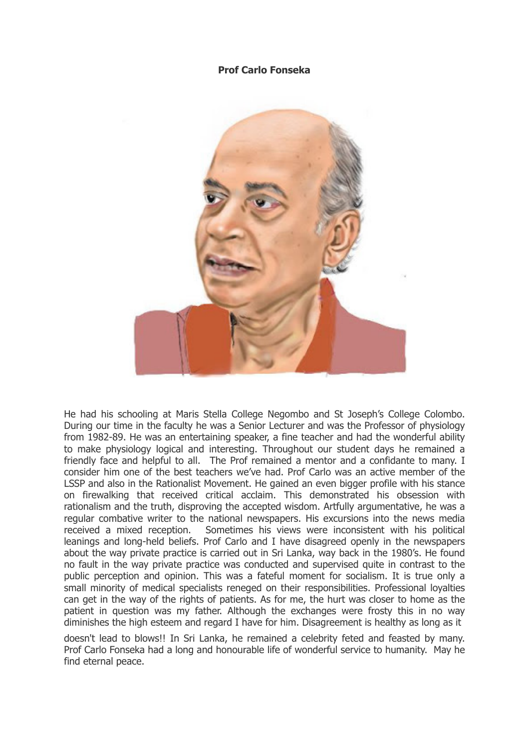**Prof Carlo Fonseka**

He had his schooling at Maris Stella College Negombo and St Joseph's College Colombo. During our time in the faculty he was a Senior Lecturer and was the Professor of physiology from 1982-89. He was an entertaining speaker, a fine teacher and had the wonderful ability to make physiology logical and interesting. Throughout our student days he remained a friendly face and helpful to all. The Prof remained a mentor and a confidante to many. I consider him one of the best teachers we've had. Prof Carlo was an active member of the LSSP and also in the Rationalist Movement. He gained an even bigger profile with his stance on firewalking that received critical acclaim. This demonstrated his obsession with rationalism and the truth, disproving the accepted wisdom. Artfully argumentative, he was a regular combative writer to the national newspapers. His excursions into the news media received a mixed reception. Sometimes his views were inconsistent with his political leanings and long-held beliefs. Prof Carlo and I have disagreed openly in the newspapers about the way private practice is carried out in Sri Lanka, way back in the 1980's. He found no fault in the way private practice was conducted and supervised quite in contrast to the public perception and opinion. This was a fateful moment for socialism. It is true only a small minority of medical specialists reneged on their responsibilities. Professional loyalties can get in the way of the rights of patients. As for me, the hurt was closer to home as the patient in question was my father. Although the exchanges were frosty this in no way diminishes the high esteem and regard I have for him. Disagreement is healthy as long as it doesn't lead to blows!! In Sri Lanka, he remained a celebrity feted and feasted by many. Prof Carlo Fonseka had a long and honourable life of wonderful service to humanity. May he find eternal peace.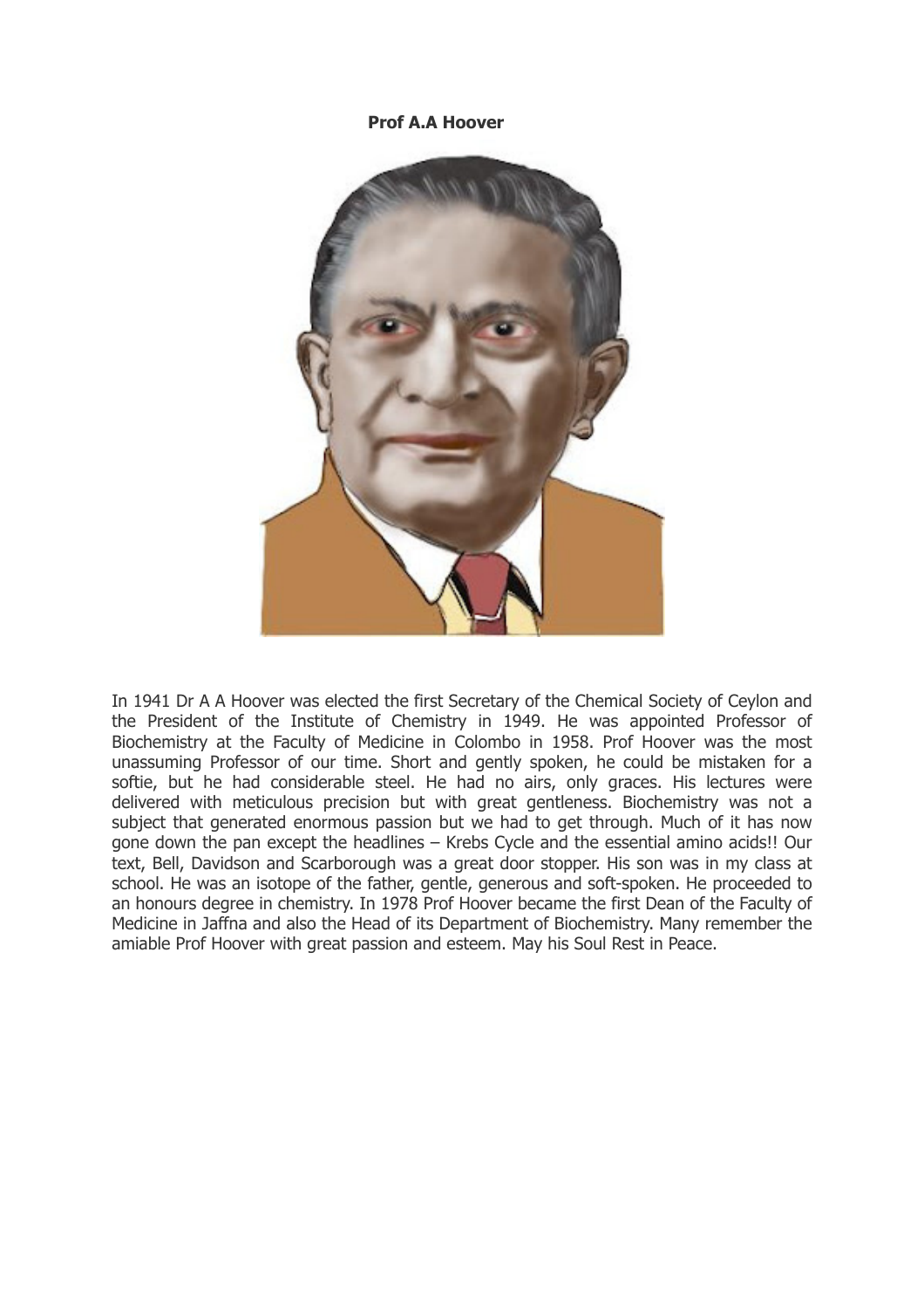**Prof A.A Hoover**

In 1941 Dr A A Hoover was elected the first Secretary of the Chemical Society of Ceylon and the President of the Institute of Chemistry in 1949. He was appointed Professor of Biochemistry at the Faculty of Medicine in Colombo in 1958. Prof Hoover was the most unassuming Professor of our time. Short and gently spoken, he could be mistaken for a softie, but he had considerable steel. He had no airs, only graces. His lectures were delivered with meticulous precision but with great gentleness. Biochemistry was not a subject that generated enormous passion but we had to get through. Much of it has now gone down the pan except the headlines – Krebs Cycle and the essential amino acids!! Our text, Bell, Davidson and Scarborough was a great door stopper. His son was in my class at school. He was an isotope of the father, gentle, generous and soft-spoken. He proceeded to an honours degree in chemistry. In 1978 Prof Hoover became the first Dean of the Faculty of Medicine in Jaffna and also the Head of its Department of Biochemistry. Many remember the amiable Prof Hoover with great passion and esteem. May his Soul Rest in Peace.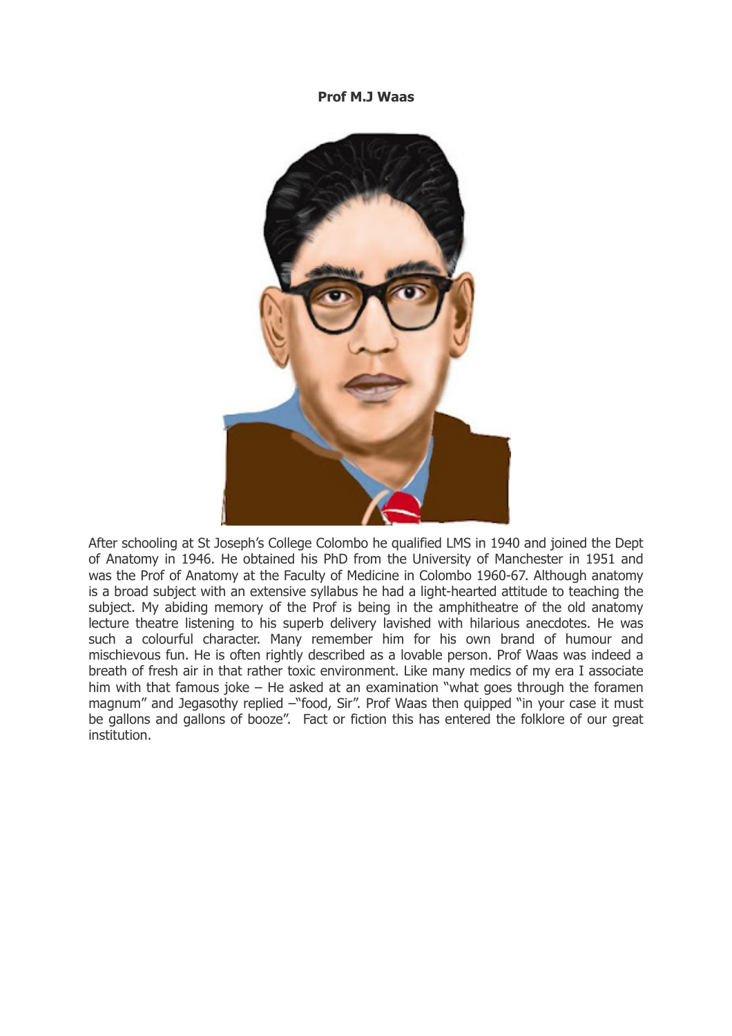**Prof M.J Waas**

After schooling at St Joseph's College Colombo he qualified LMS in 1940 and joined the Dept of Anatomy in 1946. He obtained his PhD from the University of Manchester in 1951 and was the Prof of Anatomy at the Faculty of Medicine in Colombo 1960-67. Although anatomy is a broad subject with an extensive syllabus he had a light-hearted attitude to teaching the subject. My abiding memory of the Prof is being in the amphitheatre of the old anatomy lecture theatre listening to his superb delivery lavished with hilarious anecdotes. He was such a colourful character. Many remember him for his own brand of humour and mischievous fun. He is often rightly described as a lovable person. Prof Waas was indeed a breath of fresh air in that rather toxic environment. Like many medics of my era I associate him with that famous joke – He asked at an examination "what goes through the foramen magnum" and Jegasothy replied –"food, Sir". Prof Waas then quipped "in your case it must be gallons and gallons of booze". Fact or fiction this has entered the folklore of our great institution.